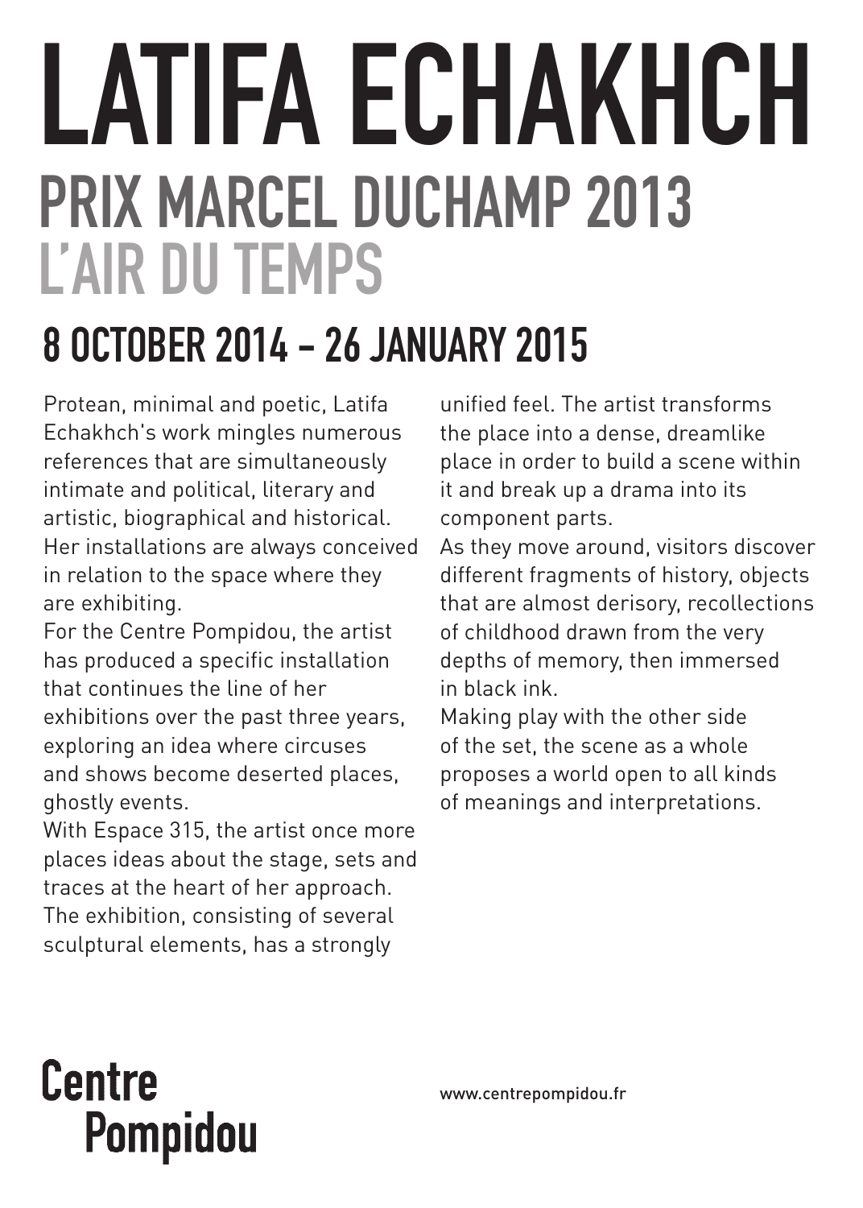# LATIFA ECHAKHCH

## PRIX MARCEL DUCHAMP 2013

## L'AIR DU TEMPS

## 8 OCTOBER 2014 – 26 JANUARY 2015

Protean, minimal and poetic, Latifa Echakhch's work mingles numerous references that are simultaneously intimate and political, literary and artistic, biographical and historical. Her installations are always conceived in relation to the space where they are exhibiting.

For the Centre Pompidou, the artist has produced a specific installation that continues the line of her exhibitions over the past three years, exploring an idea where circuses and shows become deserted places, ghostly events.

With Espace 315, the artist once more places ideas about the stage, sets and traces at the heart of her approach. The exhibition, consisting of several sculptural elements, has a strongly unified feel. The artist transforms the place into a dense, dreamlike place in order to build a scene within it and break up a drama into its component parts.

As they move around, visitors discover different fragments of history, objects that are almost derisory, recollections of childhood drawn from the very depths of memory, then immersed in black ink.

Making play with the other side of the set, the scene as a whole proposes a world open to all kinds of meanings and interpretations.

Centre Pompidou

www.centrepompidou.fr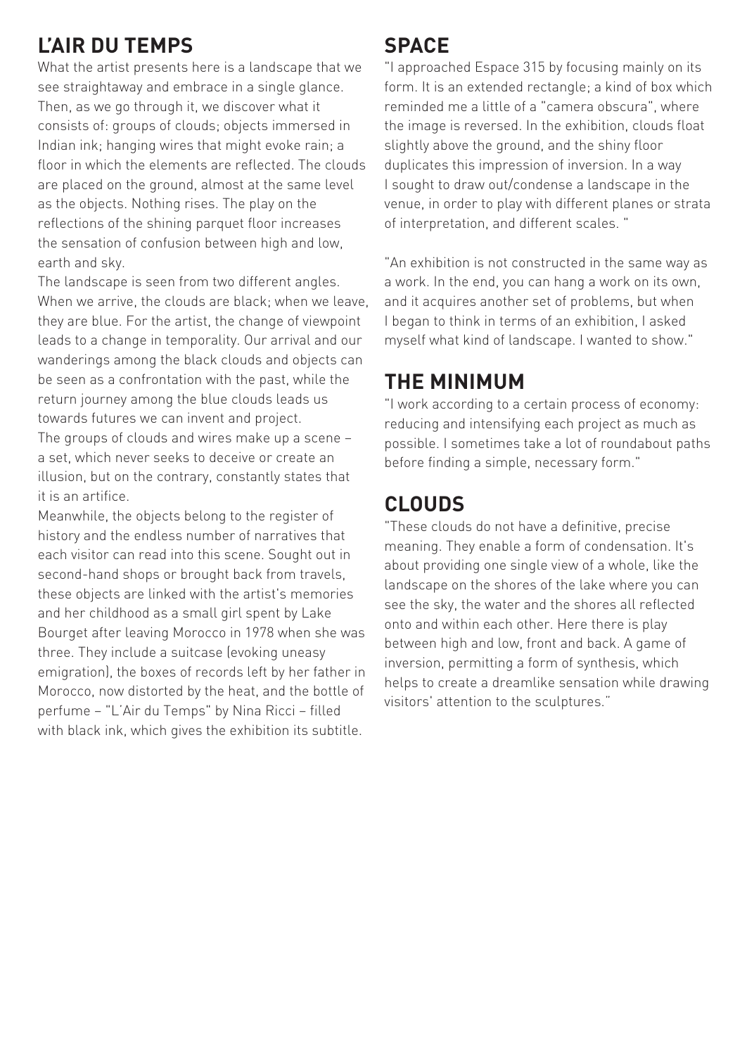## L'AIR DU TEMPS

What the artist presents here is a landscape that we see straightaway and embrace in a single glance. Then, as we go through it, we discover what it consists of: groups of clouds; objects immersed in Indian ink; hanging wires that might evoke rain; a floor in which the elements are reflected. The clouds are placed on the ground, almost at the same level as the objects. Nothing rises. The play on the reflections of the shining parquet floor increases the sensation of confusion between high and low, earth and sky.

The landscape is seen from two different angles. When we arrive, the clouds are black; when we leave, they are blue. For the artist, the change of viewpoint leads to a change in temporality. Our arrival and our wanderings among the black clouds and objects can be seen as a confrontation with the past, while the return journey among the blue clouds leads us towards futures we can invent and project.

The groups of clouds and wires make up a scene – a set, which never seeks to deceive or create an illusion, but on the contrary, constantly states that it is an artifice.

Meanwhile, the objects belong to the register of history and the endless number of narratives that each visitor can read into this scene. Sought out in second-hand shops or brought back from travels, these objects are linked with the artist's memories and her childhood as a small girl spent by Lake Bourget after leaving Morocco in 1978 when she was three. They include a suitcase (evoking uneasy emigration), the boxes of records left by her father in Morocco, now distorted by the heat, and the bottle of perfume – "L'Air du Temps" by Nina Ricci – filled with black ink, which gives the exhibition its subtitle.

## SPACE

"I approached Espace 315 by focusing mainly on its form. It is an extended rectangle; a kind of box which reminded me a little of a "camera obscura", where the image is reversed. In the exhibition, clouds float slightly above the ground, and the shiny floor duplicates this impression of inversion. In a way I sought to draw out/condense a landscape in the venue, in order to play with different planes or strata of interpretation, and different scales. "

"An exhibition is not constructed in the same way as a work. In the end, you can hang a work on its own, and it acquires another set of problems, but when I began to think in terms of an exhibition, I asked myself what kind of landscape. I wanted to show."

## THE MINIMUM

"I work according to a certain process of economy: reducing and intensifying each project as much as possible. I sometimes take a lot of roundabout paths before finding a simple, necessary form."

## CLOUDS

"These clouds do not have a definitive, precise meaning. They enable a form of condensation. It's about providing one single view of a whole, like the landscape on the shores of the lake where you can see the sky, the water and the shores all reflected onto and within each other. Here there is play between high and low, front and back. A game of inversion, permitting a form of synthesis, which helps to create a dreamlike sensation while drawing visitors' attention to the sculptures."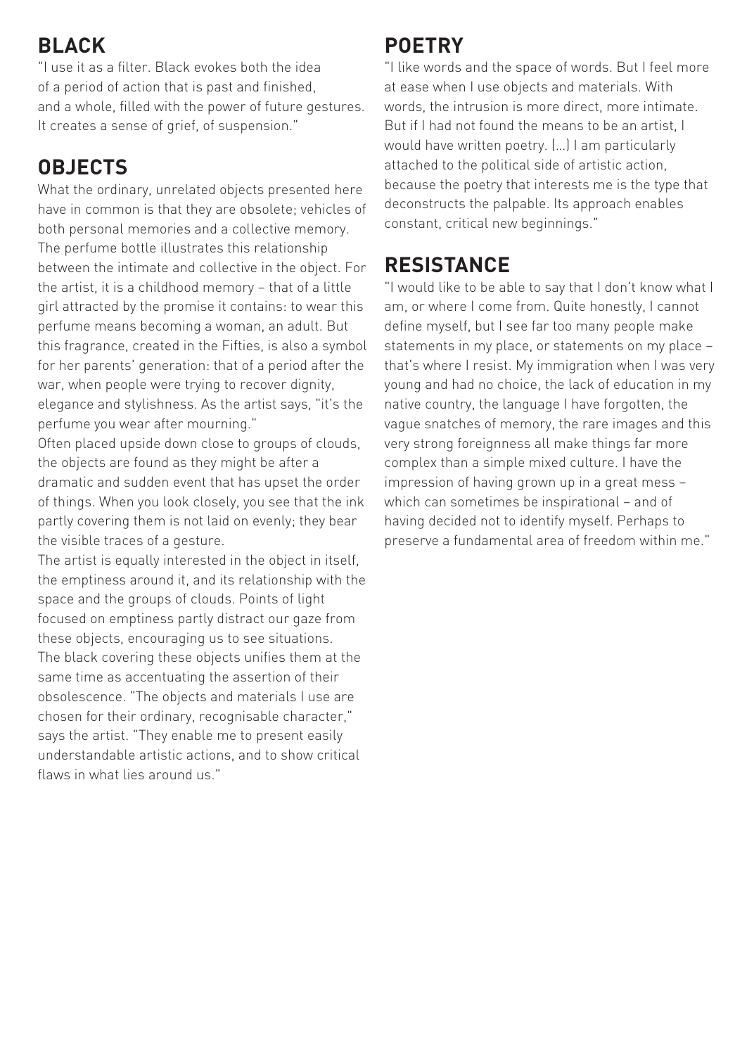## BLACK

"I use it as a filter. Black evokes both the idea of a period of action that is past and finished, and a whole, filled with the power of future gestures. It creates a sense of grief, of suspension."

## OBJECTS

What the ordinary, unrelated objects presented here have in common is that they are obsolete; vehicles of both personal memories and a collective memory. The perfume bottle illustrates this relationship between the intimate and collective in the object. For the artist, it is a childhood memory – that of a little girl attracted by the promise it contains: to wear this perfume means becoming a woman, an adult. But this fragrance, created in the Fifties, is also a symbol for her parents' generation: that of a period after the war, when people were trying to recover dignity, elegance and stylishness. As the artist says, "it's the perfume you wear after mourning."

Often placed upside down close to groups of clouds, the objects are found as they might be after a dramatic and sudden event that has upset the order of things. When you look closely, you see that the ink partly covering them is not laid on evenly; they bear the visible traces of a gesture.

The artist is equally interested in the object in itself, the emptiness around it, and its relationship with the space and the groups of clouds. Points of light focused on emptiness partly distract our gaze from these objects, encouraging us to see situations.

The black covering these objects unifies them at the same time as accentuating the assertion of their obsolescence. "The objects and materials I use are chosen for their ordinary, recognisable character," says the artist. "They enable me to present easily understandable artistic actions, and to show critical flaws in what lies around us."

## POETRY

"I like words and the space of words. But I feel more at ease when I use objects and materials. With words, the intrusion is more direct, more intimate. But if I had not found the means to be an artist, I would have written poetry. (...) I am particularly attached to the political side of artistic action, because the poetry that interests me is the type that deconstructs the palpable. Its approach enables constant, critical new beginnings."

## RESISTANCE

"I would like to be able to say that I don't know what I am, or where I come from. Quite honestly, I cannot define myself, but I see far too many people make statements in my place, or statements on my place – that's where I resist. My immigration when I was very young and had no choice, the lack of education in my native country, the language I have forgotten, the vague snatches of memory, the rare images and this very strong foreignness all make things far more complex than a simple mixed culture. I have the impression of having grown up in a great mess – which can sometimes be inspirational – and of having decided not to identify myself. Perhaps to preserve a fundamental area of freedom within me."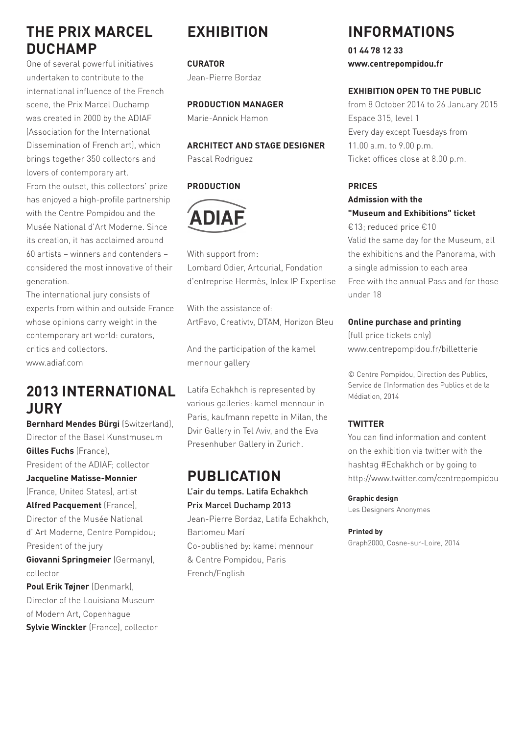## THE PRIX MARCEL DUCHAMP

One of several powerful initiatives undertaken to contribute to the international influence of the French scene, the Prix Marcel Duchamp was created in 2000 by the ADIAF (Association for the International Dissemination of French art), which brings together 350 collectors and lovers of contemporary art.

From the outset, this collectors' prize has enjoyed a high-profile partnership with the Centre Pompidou and the Musée National d'Art Moderne. Since its creation, it has acclaimed around 60 artists – winners and contenders – considered the most innovative of their generation.

The international jury consists of experts from within and outside France whose opinions carry weight in the contemporary art world: curators, critics and collectors.

www.adiaf.com

## 2013 INTERNATIONAL JURY

**Bernhard Mendes Bürgi** (Switzerland), Director of the Basel Kunstmuseum

**Gilles Fuchs** (France), President of the ADIAF; collector

**Jacqueline Matisse-Monnier** (France, United States), artist

**Alfred Pacquement** (France), Director of the Musée National d' Art Moderne, Centre Pompidou; President of the jury

**Giovanni Springmeier** (Germany), collector

**Poul Erik Tøjner** (Denmark), Director of the Louisiana Museum of Modern Art, Copenhague

**Sylvie Winckler** (France), collector

## EXHIBITION

**CURATOR**
Jean-Pierre Bordaz

**PRODUCTION MANAGER**
Marie-Annick Hamon

**ARCHITECT AND STAGE DESIGNER**
Pascal Rodriguez

**PRODUCTION**

ADIAF

With support from:
Lombard Odier, Artcurial, Fondation d'entreprise Hermès, Inlex IP Expertise

With the assistance of:
ArtFavo, Creativtv, DTAM, Horizon Bleu

And the participation of the kamel mennour gallery

Latifa Echakhch is represented by various galleries: kamel mennour in Paris, kaufmann repetto in Milan, the Dvir Gallery in Tel Aviv, and the Eva Presenhuber Gallery in Zurich.

## PUBLICATION

**L'air du temps. Latifa Echakhch**
**Prix Marcel Duchamp 2013**
Jean-Pierre Bordaz, Latifa Echakhch, Bartomeu Marí
Co-published by: kamel mennour & Centre Pompidou, Paris
French/English

## INFORMATIONS

**01 44 78 12 33**
**www.centrepompidou.fr**

**EXHIBITION OPEN TO THE PUBLIC**
from 8 October 2014 to 26 January 2015
Espace 315, level 1
Every day except Tuesdays from 11.00 a.m. to 9.00 p.m.
Ticket offices close at 8.00 p.m.

**PRICES**

**Admission with the "Museum and Exhibitions" ticket**
€13; reduced price €10
Valid the same day for the Museum, all the exhibitions and the Panorama, with a single admission to each area
Free with the annual Pass and for those under 18

**Online purchase and printing**
(full price tickets only)
www.centrepompidou.fr/billetterie

© Centre Pompidou, Direction des Publics, Service de l'Information des Publics et de la Médiation, 2014

**TWITTER**
You can find information and content on the exhibition via twitter with the hashtag #Echakhch or by going to http://www.twitter.com/centrepompidou

**Graphic design**
Les Designers Anonymes

**Printed by**
Graph2000, Cosne-sur-Loire, 2014